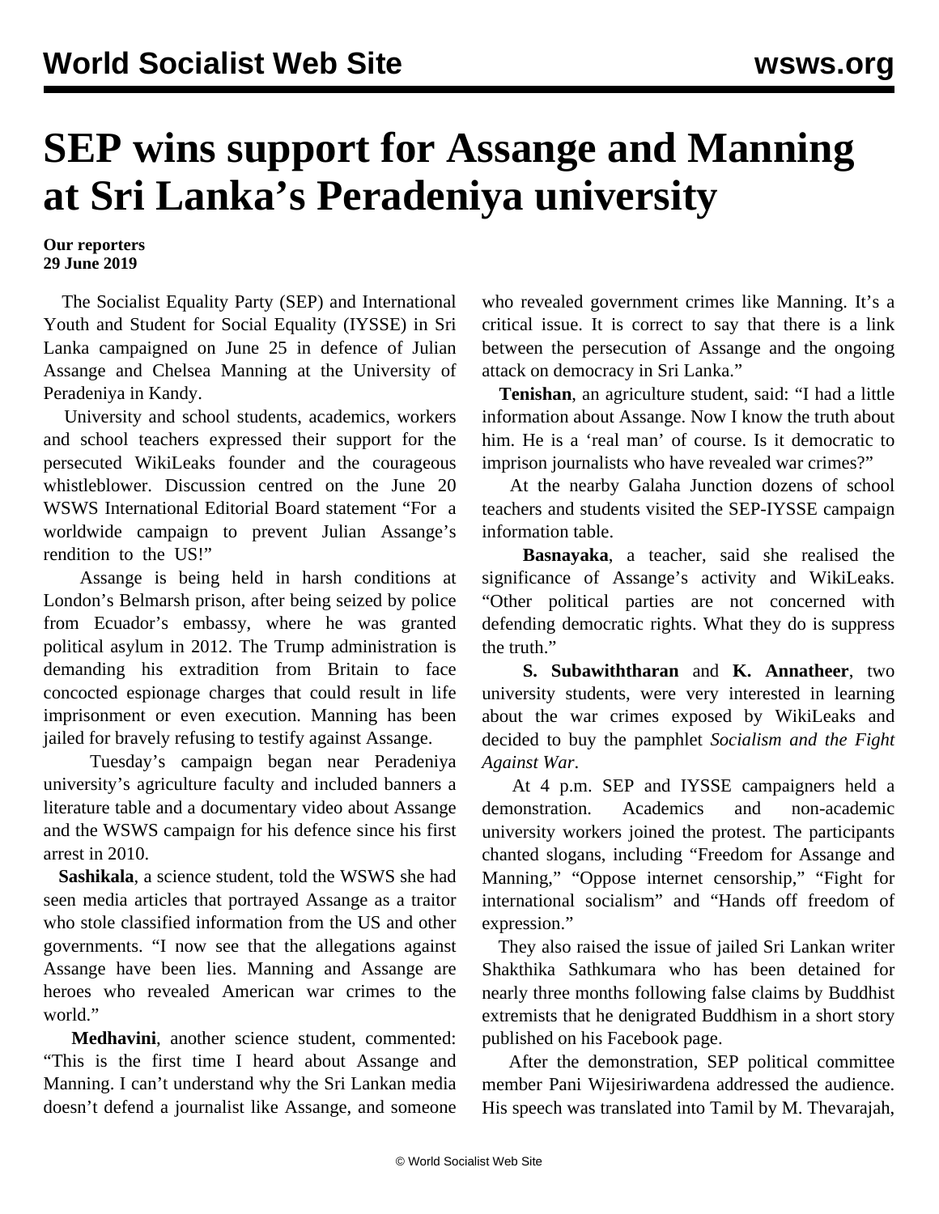# SEP wins support for Assange and Manning at Sri Lanka's Peradeniya university

**Our reporters**
**29 June 2019**

The Socialist Equality Party (SEP) and International Youth and Student for Social Equality (IYSSE) in Sri Lanka campaigned on June 25 in defence of Julian Assange and Chelsea Manning at the University of Peradeniya in Kandy.

University and school students, academics, workers and school teachers expressed their support for the persecuted WikiLeaks founder and the courageous whistleblower. Discussion centred on the June 20 WSWS International Editorial Board statement "For a worldwide campaign to prevent Julian Assange's rendition to the US!"

Assange is being held in harsh conditions at London's Belmarsh prison, after being seized by police from Ecuador's embassy, where he was granted political asylum in 2012. The Trump administration is demanding his extradition from Britain to face concocted espionage charges that could result in life imprisonment or even execution. Manning has been jailed for bravely refusing to testify against Assange.

Tuesday's campaign began near Peradeniya university's agriculture faculty and included banners a literature table and a documentary video about Assange and the WSWS campaign for his defence since his first arrest in 2010.

**Sashikala**, a science student, told the WSWS she had seen media articles that portrayed Assange as a traitor who stole classified information from the US and other governments. "I now see that the allegations against Assange have been lies. Manning and Assange are heroes who revealed American war crimes to the world."

**Medhavini**, another science student, commented: "This is the first time I heard about Assange and Manning. I can't understand why the Sri Lankan media doesn't defend a journalist like Assange, and someone who revealed government crimes like Manning. It's a critical issue. It is correct to say that there is a link between the persecution of Assange and the ongoing attack on democracy in Sri Lanka."

**Tenishan**, an agriculture student, said: "I had a little information about Assange. Now I know the truth about him. He is a 'real man' of course. Is it democratic to imprison journalists who have revealed war crimes?"

At the nearby Galaha Junction dozens of school teachers and students visited the SEP-IYSSE campaign information table.

**Basnayaka**, a teacher, said she realised the significance of Assange's activity and WikiLeaks. "Other political parties are not concerned with defending democratic rights. What they do is suppress the truth."

**S. Subawiththaran** and **K. Annatheer**, two university students, were very interested in learning about the war crimes exposed by WikiLeaks and decided to buy the pamphlet *Socialism and the Fight Against War*.

At 4 p.m. SEP and IYSSE campaigners held a demonstration. Academics and non-academic university workers joined the protest. The participants chanted slogans, including "Freedom for Assange and Manning," "Oppose internet censorship," "Fight for international socialism" and "Hands off freedom of expression."

They also raised the issue of jailed Sri Lankan writer Shakthika Sathkumara who has been detained for nearly three months following false claims by Buddhist extremists that he denigrated Buddhism in a short story published on his Facebook page.

After the demonstration, SEP political committee member Pani Wijesiriwardena addressed the audience. His speech was translated into Tamil by M. Thevarajah,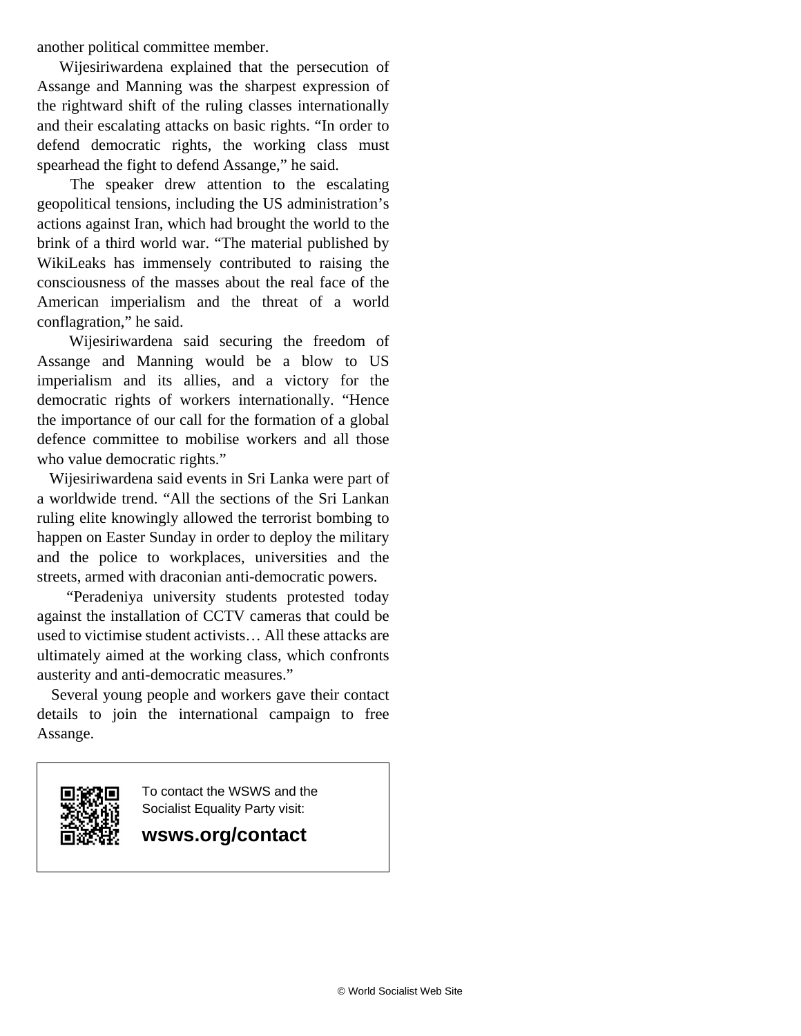another political committee member.

Wijesiriwardena explained that the persecution of Assange and Manning was the sharpest expression of the rightward shift of the ruling classes internationally and their escalating attacks on basic rights. "In order to defend democratic rights, the working class must spearhead the fight to defend Assange," he said.

The speaker drew attention to the escalating geopolitical tensions, including the US administration's actions against Iran, which had brought the world to the brink of a third world war. "The material published by WikiLeaks has immensely contributed to raising the consciousness of the masses about the real face of the American imperialism and the threat of a world conflagration," he said.

Wijesiriwardena said securing the freedom of Assange and Manning would be a blow to US imperialism and its allies, and a victory for the democratic rights of workers internationally. "Hence the importance of our call for the formation of a global defence committee to mobilise workers and all those who value democratic rights."

Wijesiriwardena said events in Sri Lanka were part of a worldwide trend. "All the sections of the Sri Lankan ruling elite knowingly allowed the terrorist bombing to happen on Easter Sunday in order to deploy the military and the police to workplaces, universities and the streets, armed with draconian anti-democratic powers.

"Peradeniya university students protested today against the installation of CCTV cameras that could be used to victimise student activists… All these attacks are ultimately aimed at the working class, which confronts austerity and anti-democratic measures."

Several young people and workers gave their contact details to join the international campaign to free Assange.

To contact the WSWS and the Socialist Equality Party visit:

**wsws.org/contact**